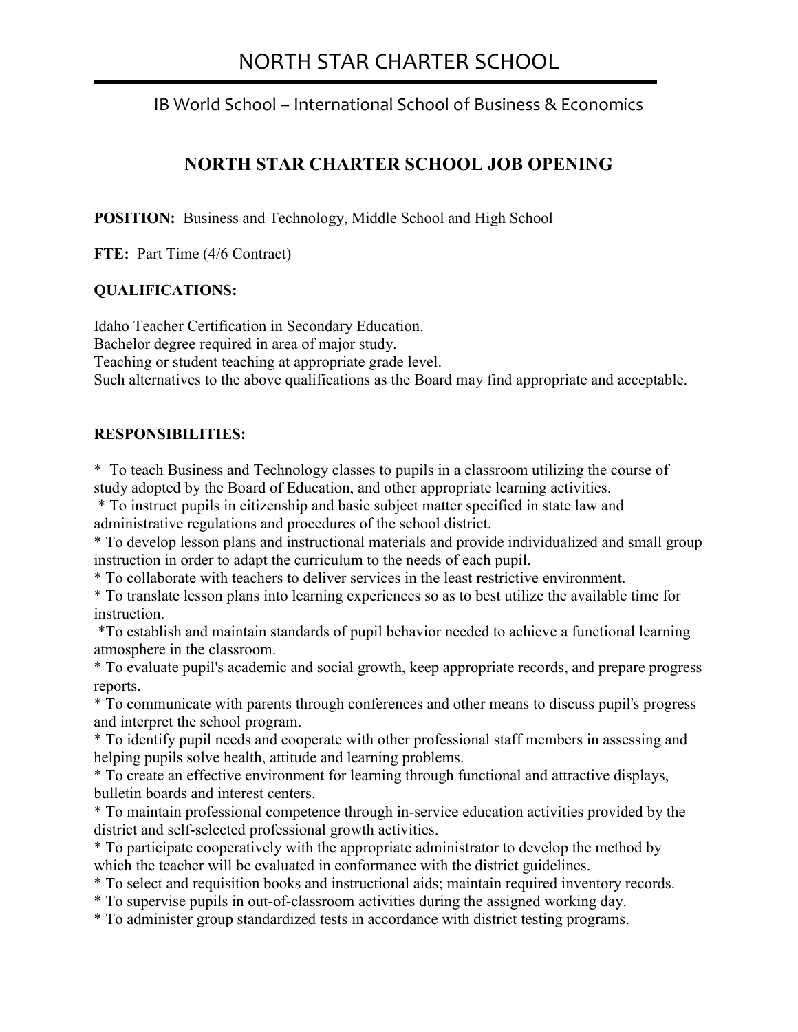# NORTH STAR CHARTER SCHOOL

IB World School – International School of Business & Economics

## NORTH STAR CHARTER SCHOOL JOB OPENING

**POSITION:** Business and Technology, Middle School and High School

**FTE:** Part Time (4/6 Contract)

**QUALIFICATIONS:**

Idaho Teacher Certification in Secondary Education.
Bachelor degree required in area of major study.
Teaching or student teaching at appropriate grade level.
Such alternatives to the above qualifications as the Board may find appropriate and acceptable.

**RESPONSIBILITIES:**

* To teach Business and Technology classes to pupils in a classroom utilizing the course of study adopted by the Board of Education, and other appropriate learning activities.
* To instruct pupils in citizenship and basic subject matter specified in state law and administrative regulations and procedures of the school district.
* To develop lesson plans and instructional materials and provide individualized and small group instruction in order to adapt the curriculum to the needs of each pupil.
* To collaborate with teachers to deliver services in the least restrictive environment.
* To translate lesson plans into learning experiences so as to best utilize the available time for instruction.
*To establish and maintain standards of pupil behavior needed to achieve a functional learning atmosphere in the classroom.
* To evaluate pupil's academic and social growth, keep appropriate records, and prepare progress reports.
* To communicate with parents through conferences and other means to discuss pupil's progress and interpret the school program.
* To identify pupil needs and cooperate with other professional staff members in assessing and helping pupils solve health, attitude and learning problems.
* To create an effective environment for learning through functional and attractive displays, bulletin boards and interest centers.
* To maintain professional competence through in-service education activities provided by the district and self-selected professional growth activities.
* To participate cooperatively with the appropriate administrator to develop the method by which the teacher will be evaluated in conformance with the district guidelines.
* To select and requisition books and instructional aids; maintain required inventory records.
* To supervise pupils in out-of-classroom activities during the assigned working day.
* To administer group standardized tests in accordance with district testing programs.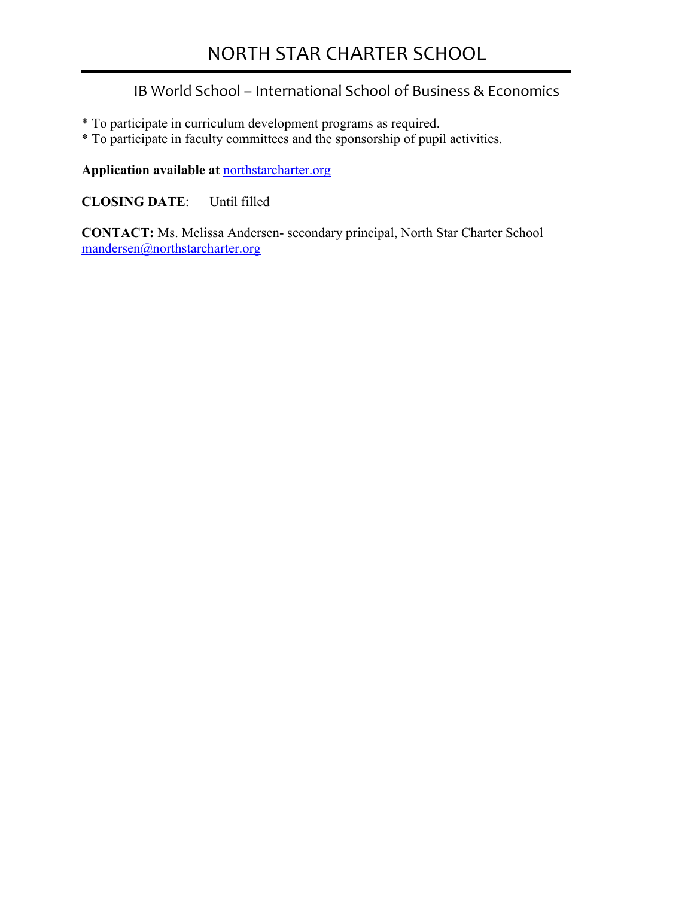* To participate in curriculum development programs as required.
* To participate in faculty committees and the sponsorship of pupil activities.

**Application available at** [northstarcharter.org](northstarcharter.org)

**CLOSING DATE**: Until filled

**CONTACT:** Ms. Melissa Andersen- secondary principal, North Star Charter School
[mandersen@northstarcharter.org](mailto:mandersen@northstarcharter.org)